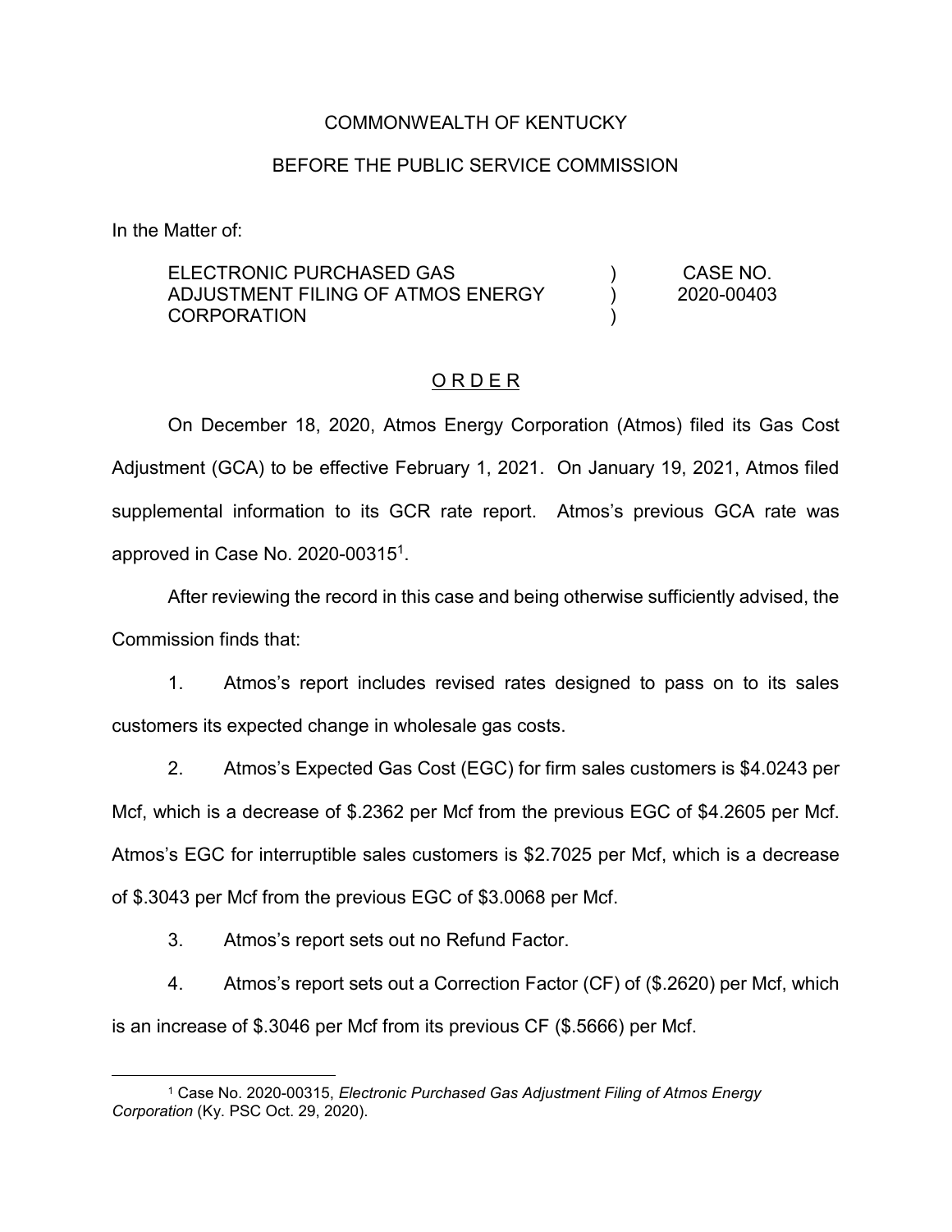COMMONWEALTH OF KENTUCKY

BEFORE THE PUBLIC SERVICE COMMISSION

In the Matter of:

| | | |
|---|---|---|
| ELECTRONIC PURCHASED GAS ADJUSTMENT FILING OF ATMOS ENERGY CORPORATION | ) ) ) | CASE NO. 2020-00403 |

## O R D E R

On December 18, 2020, Atmos Energy Corporation (Atmos) filed its Gas Cost Adjustment (GCA) to be effective February 1, 2021. On January 19, 2021, Atmos filed supplemental information to its GCR rate report. Atmos's previous GCA rate was approved in Case No. 2020-00315[1].

After reviewing the record in this case and being otherwise sufficiently advised, the Commission finds that:

1. Atmos's report includes revised rates designed to pass on to its sales customers its expected change in wholesale gas costs.

2. Atmos's Expected Gas Cost (EGC) for firm sales customers is $4.0243 per Mcf, which is a decrease of $.2362 per Mcf from the previous EGC of $4.2605 per Mcf. Atmos's EGC for interruptible sales customers is $2.7025 per Mcf, which is a decrease of $.3043 per Mcf from the previous EGC of $3.0068 per Mcf.

3. Atmos's report sets out no Refund Factor.

4. Atmos's report sets out a Correction Factor (CF) of ($.2620) per Mcf, which is an increase of $.3046 per Mcf from its previous CF ($.5666) per Mcf.

---

[1] Case No. 2020-00315, *Electronic Purchased Gas Adjustment Filing of Atmos Energy Corporation* (Ky. PSC Oct. 29, 2020).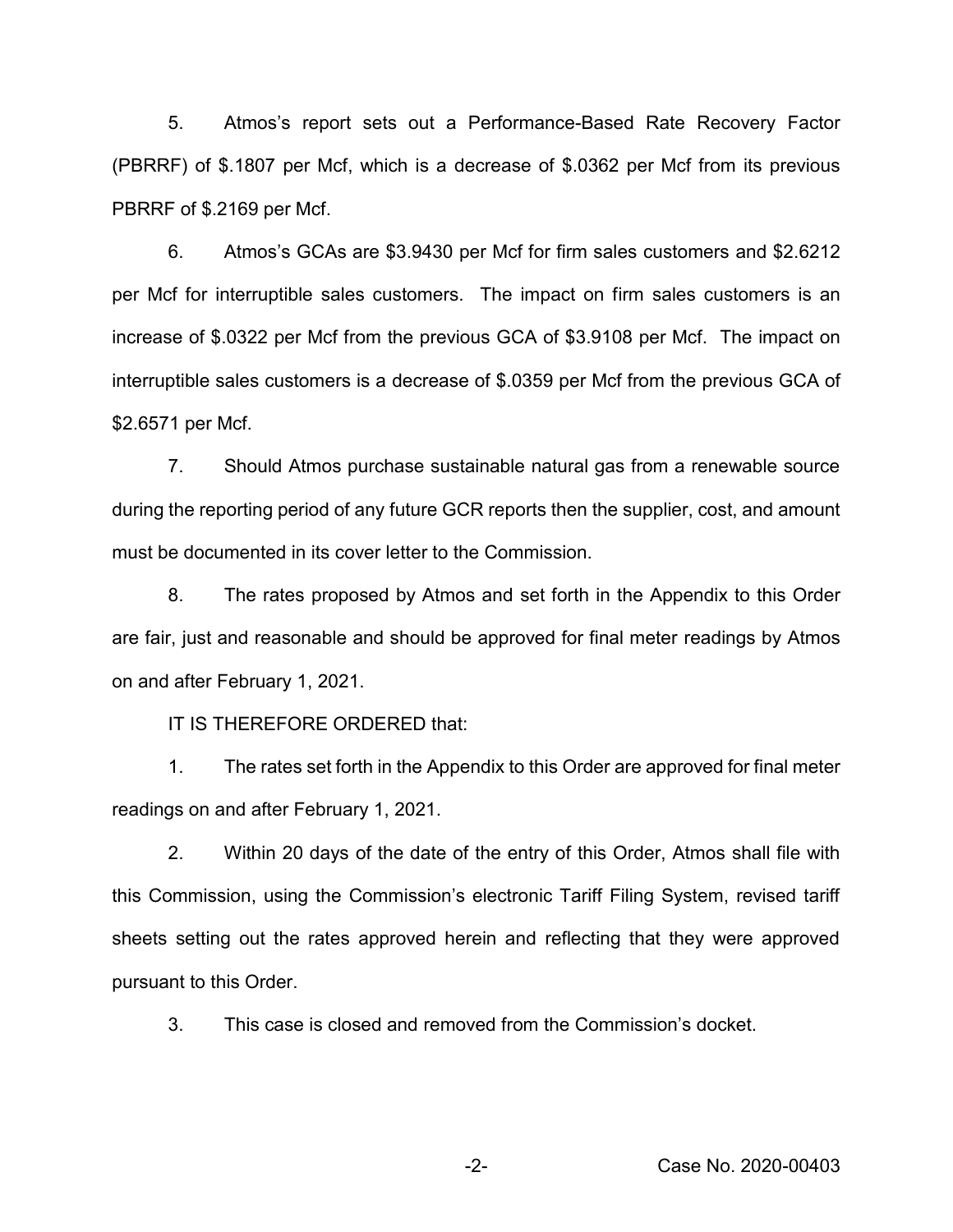5. Atmos's report sets out a Performance-Based Rate Recovery Factor (PBRRF) of $.1807 per Mcf, which is a decrease of $.0362 per Mcf from its previous PBRRF of $.2169 per Mcf.

6. Atmos's GCAs are $3.9430 per Mcf for firm sales customers and $2.6212 per Mcf for interruptible sales customers. The impact on firm sales customers is an increase of $.0322 per Mcf from the previous GCA of $3.9108 per Mcf. The impact on interruptible sales customers is a decrease of $.0359 per Mcf from the previous GCA of $2.6571 per Mcf.

7. Should Atmos purchase sustainable natural gas from a renewable source during the reporting period of any future GCR reports then the supplier, cost, and amount must be documented in its cover letter to the Commission.

8. The rates proposed by Atmos and set forth in the Appendix to this Order are fair, just and reasonable and should be approved for final meter readings by Atmos on and after February 1, 2021.

IT IS THEREFORE ORDERED that:

1. The rates set forth in the Appendix to this Order are approved for final meter readings on and after February 1, 2021.

2. Within 20 days of the date of the entry of this Order, Atmos shall file with this Commission, using the Commission's electronic Tariff Filing System, revised tariff sheets setting out the rates approved herein and reflecting that they were approved pursuant to this Order.

3. This case is closed and removed from the Commission's docket.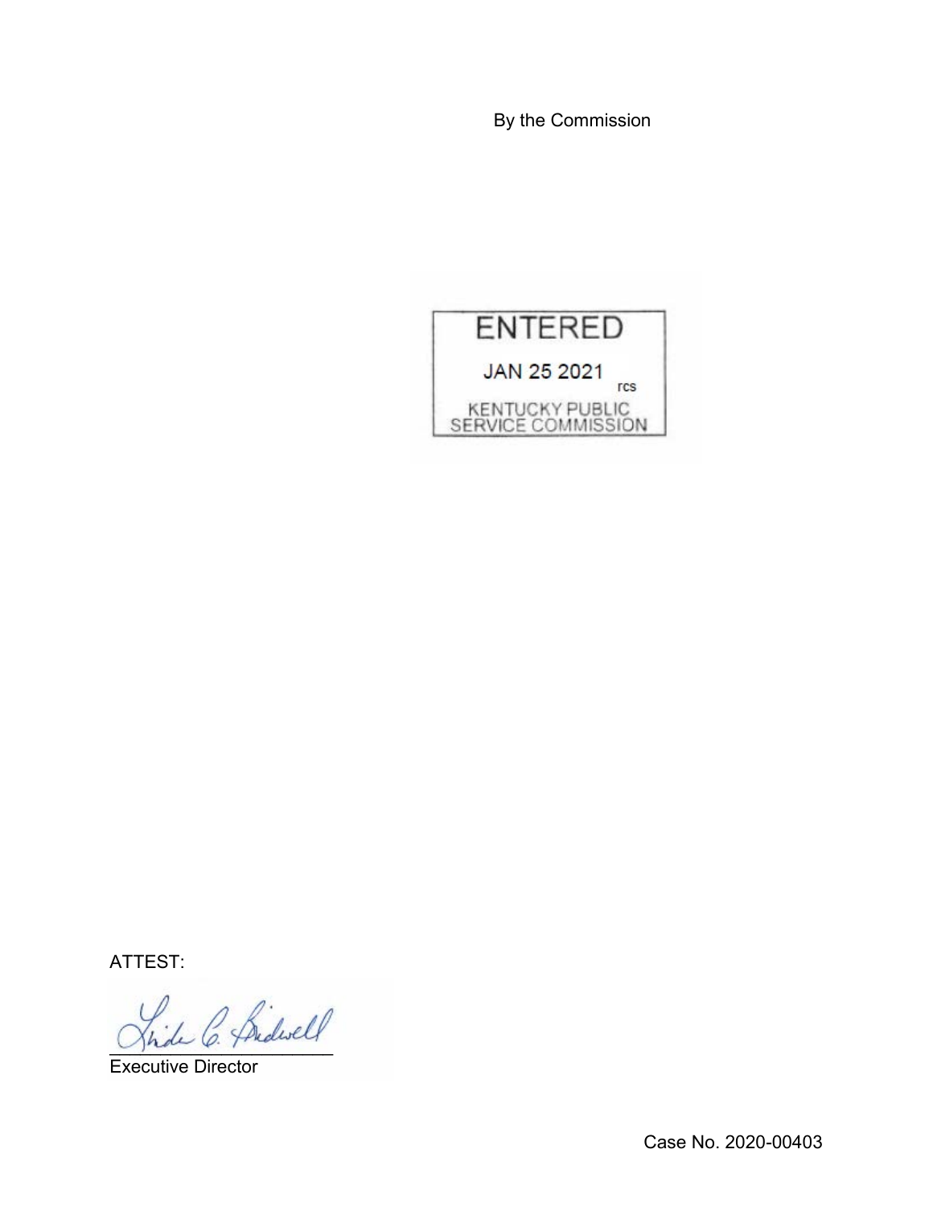By the Commission

ENTERED

JAN 25 2021

rcs

KENTUCKY PUBLIC SERVICE COMMISSION

ATTEST:

Executive Director

Case No. 2020-00403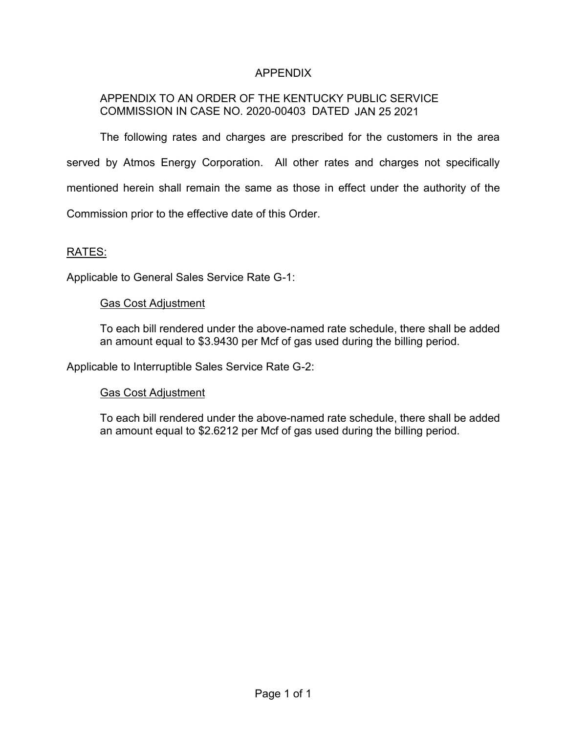# APPENDIX

APPENDIX TO AN ORDER OF THE KENTUCKY PUBLIC SERVICE COMMISSION IN CASE NO. 2020-00403 DATED JAN 25 2021

The following rates and charges are prescribed for the customers in the area served by Atmos Energy Corporation. All other rates and charges not specifically mentioned herein shall remain the same as those in effect under the authority of the Commission prior to the effective date of this Order.

RATES:

Applicable to General Sales Service Rate G-1:

Gas Cost Adjustment

To each bill rendered under the above-named rate schedule, there shall be added an amount equal to $3.9430 per Mcf of gas used during the billing period.

Applicable to Interruptible Sales Service Rate G-2:

Gas Cost Adjustment

To each bill rendered under the above-named rate schedule, there shall be added an amount equal to $2.6212 per Mcf of gas used during the billing period.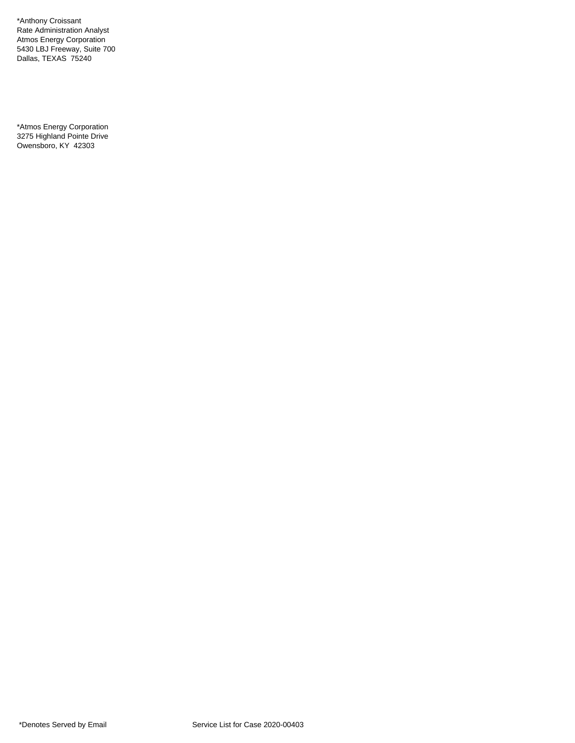*Anthony Croissant
Rate Administration Analyst
Atmos Energy Corporation
5430 LBJ Freeway, Suite 700
Dallas, TEXAS  75240

*Atmos Energy Corporation
3275 Highland Pointe Drive
Owensboro, KY  42303

*Denotes Served by Email

Service List for Case 2020-00403